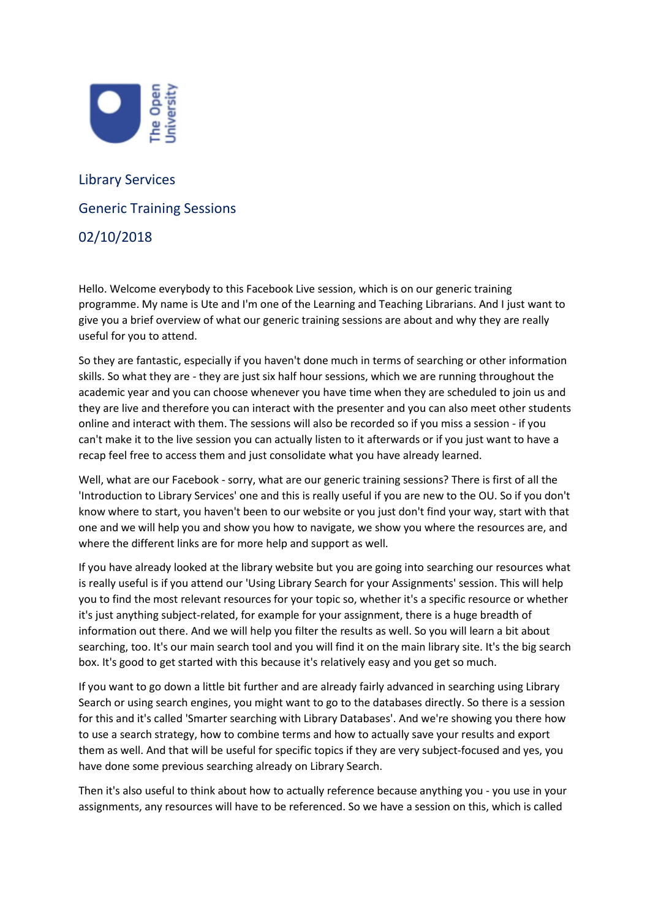Library Services

Generic Training Sessions

02/10/2018

Hello. Welcome everybody to this Facebook Live session, which is on our generic training programme. My name is Ute and I'm one of the Learning and Teaching Librarians. And I just want to give you a brief overview of what our generic training sessions are about and why they are really useful for you to attend.

So they are fantastic, especially if you haven't done much in terms of searching or other information skills. So what they are - they are just six half hour sessions, which we are running throughout the academic year and you can choose whenever you have time when they are scheduled to join us and they are live and therefore you can interact with the presenter and you can also meet other students online and interact with them. The sessions will also be recorded so if you miss a session - if you can't make it to the live session you can actually listen to it afterwards or if you just want to have a recap feel free to access them and just consolidate what you have already learned.

Well, what are our Facebook - sorry, what are our generic training sessions? There is first of all the 'Introduction to Library Services' one and this is really useful if you are new to the OU. So if you don't know where to start, you haven't been to our website or you just don't find your way, start with that one and we will help you and show you how to navigate, we show you where the resources are, and where the different links are for more help and support as well.

If you have already looked at the library website but you are going into searching our resources what is really useful is if you attend our 'Using Library Search for your Assignments' session. This will help you to find the most relevant resources for your topic so, whether it's a specific resource or whether it's just anything subject-related, for example for your assignment, there is a huge breadth of information out there. And we will help you filter the results as well. So you will learn a bit about searching, too. It's our main search tool and you will find it on the main library site. It's the big search box. It's good to get started with this because it's relatively easy and you get so much.

If you want to go down a little bit further and are already fairly advanced in searching using Library Search or using search engines, you might want to go to the databases directly. So there is a session for this and it's called 'Smarter searching with Library Databases'. And we're showing you there how to use a search strategy, how to combine terms and how to actually save your results and export them as well. And that will be useful for specific topics if they are very subject-focused and yes, you have done some previous searching already on Library Search.

Then it's also useful to think about how to actually reference because anything you - you use in your assignments, any resources will have to be referenced. So we have a session on this, which is called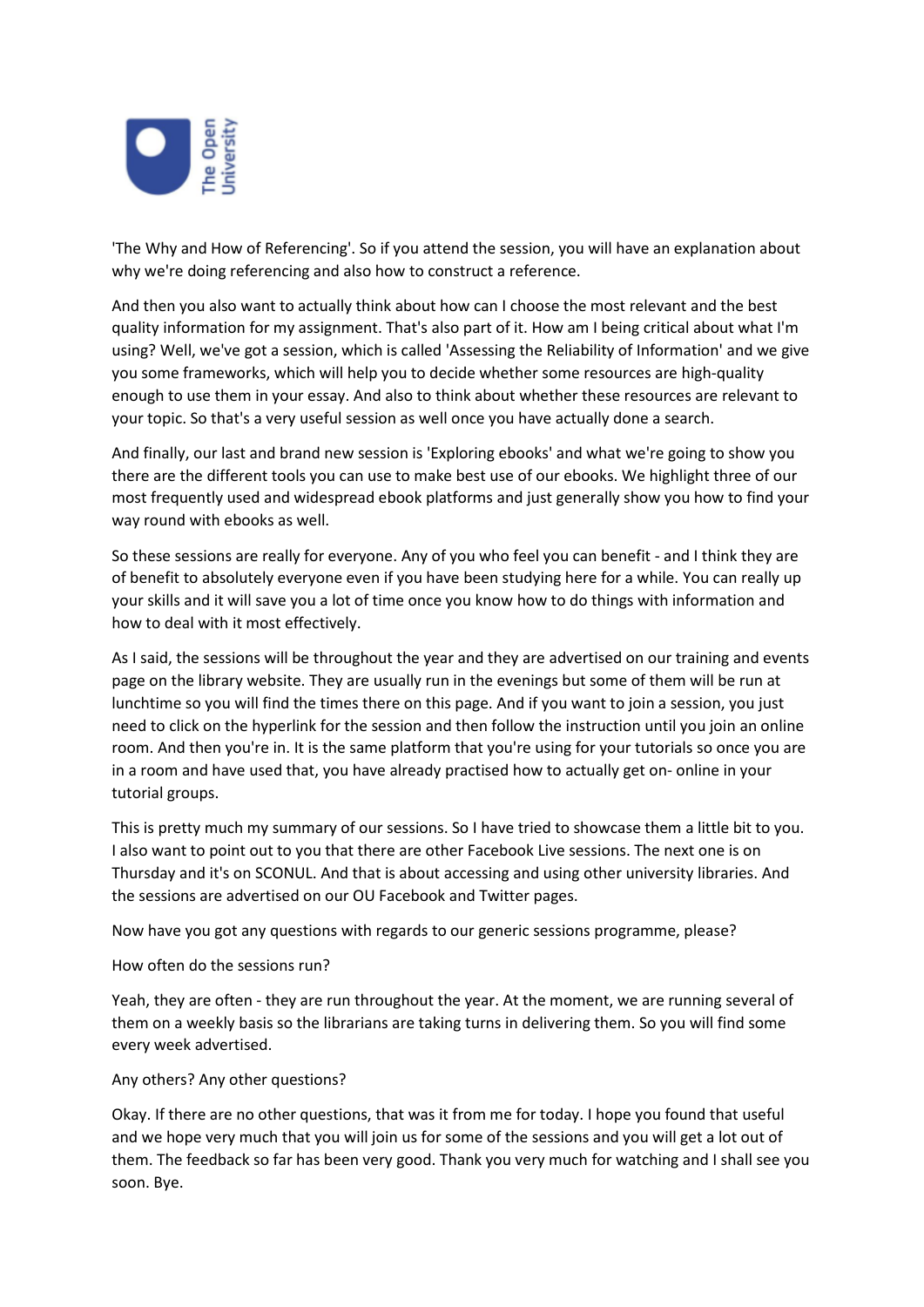'The Why and How of Referencing'. So if you attend the session, you will have an explanation about why we're doing referencing and also how to construct a reference.

And then you also want to actually think about how can I choose the most relevant and the best quality information for my assignment. That's also part of it. How am I being critical about what I'm using? Well, we've got a session, which is called 'Assessing the Reliability of Information' and we give you some frameworks, which will help you to decide whether some resources are high-quality enough to use them in your essay. And also to think about whether these resources are relevant to your topic. So that's a very useful session as well once you have actually done a search.

And finally, our last and brand new session is 'Exploring ebooks' and what we're going to show you there are the different tools you can use to make best use of our ebooks. We highlight three of our most frequently used and widespread ebook platforms and just generally show you how to find your way round with ebooks as well.

So these sessions are really for everyone. Any of you who feel you can benefit - and I think they are of benefit to absolutely everyone even if you have been studying here for a while. You can really up your skills and it will save you a lot of time once you know how to do things with information and how to deal with it most effectively.

As I said, the sessions will be throughout the year and they are advertised on our training and events page on the library website. They are usually run in the evenings but some of them will be run at lunchtime so you will find the times there on this page. And if you want to join a session, you just need to click on the hyperlink for the session and then follow the instruction until you join an online room. And then you're in. It is the same platform that you're using for your tutorials so once you are in a room and have used that, you have already practised how to actually get on- online in your tutorial groups.

This is pretty much my summary of our sessions. So I have tried to showcase them a little bit to you. I also want to point out to you that there are other Facebook Live sessions. The next one is on Thursday and it's on SCONUL. And that is about accessing and using other university libraries. And the sessions are advertised on our OU Facebook and Twitter pages.

Now have you got any questions with regards to our generic sessions programme, please?

How often do the sessions run?

Yeah, they are often - they are run throughout the year. At the moment, we are running several of them on a weekly basis so the librarians are taking turns in delivering them. So you will find some every week advertised.

Any others? Any other questions?

Okay. If there are no other questions, that was it from me for today. I hope you found that useful and we hope very much that you will join us for some of the sessions and you will get a lot out of them. The feedback so far has been very good. Thank you very much for watching and I shall see you soon. Bye.